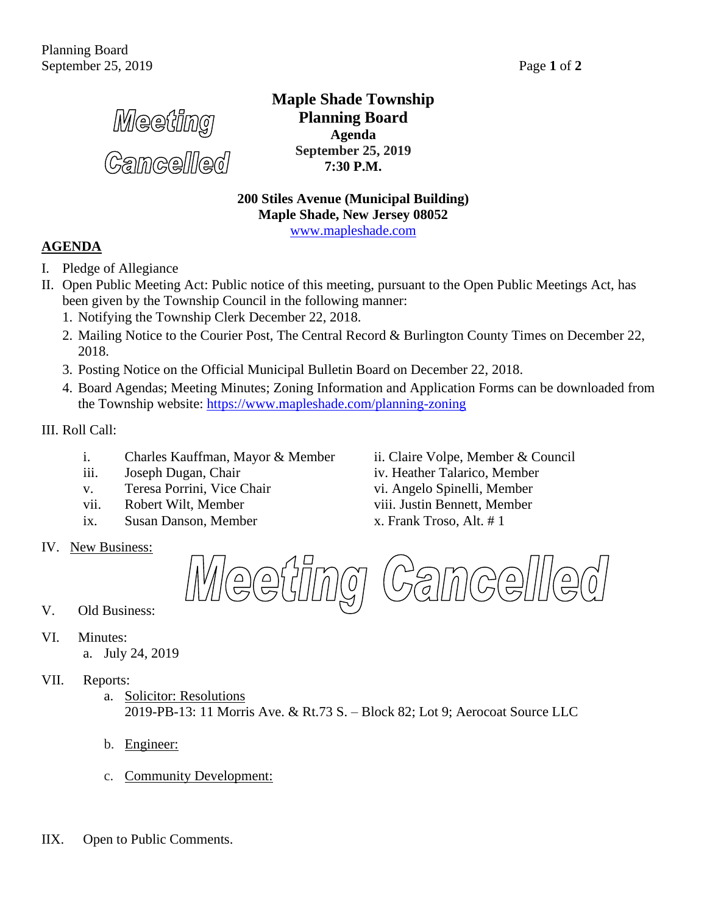**Meeting Cancelled**

# Maple Shade Township
## Planning Board
### Agenda
**September 25, 2019**
**7:30 P.M.**

**200 Stiles Avenue (Municipal Building)**
**Maple Shade, New Jersey 08052**
www.mapleshade.com

## AGENDA

I. Pledge of Allegiance

II. Open Public Meeting Act: Public notice of this meeting, pursuant to the Open Public Meetings Act, has been given by the Township Council in the following manner:
1. Notifying the Township Clerk December 22, 2018.
2. Mailing Notice to the Courier Post, The Central Record & Burlington County Times on December 22, 2018.
3. Posting Notice on the Official Municipal Bulletin Board on December 22, 2018.
4. Board Agendas; Meeting Minutes; Zoning Information and Application Forms can be downloaded from the Township website: https://www.mapleshade.com/planning-zoning

III. Roll Call:

- i. Charles Kauffman, Mayor & Member
- ii. Claire Volpe, Member & Council
- iii. Joseph Dugan, Chair
- iv. Heather Talarico, Member
- v. Teresa Porrini, Vice Chair
- vi. Angelo Spinelli, Member
- vii. Robert Wilt, Member
- viii. Justin Bennett, Member
- ix. Susan Danson, Member
- x. Frank Troso, Alt. # 1

IV. New Business:

**Meeting Cancelled**

V. Old Business:

VI. Minutes:
- a. July 24, 2019

VII. Reports:
- a. Solicitor: Resolutions
  2019-PB-13: 11 Morris Ave. & Rt.73 S. – Block 82; Lot 9; Aerocoat Source LLC
- b. Engineer:
- c. Community Development:

IIX. Open to Public Comments.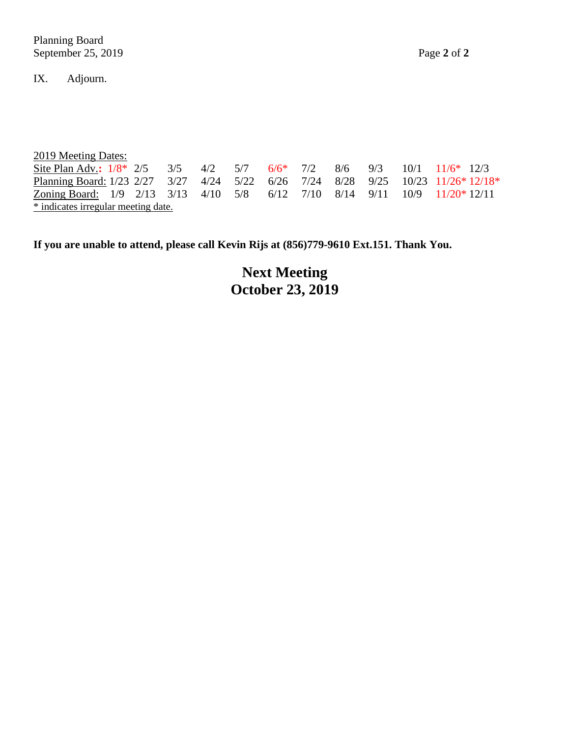IX. Adjourn.

2019 Meeting Dates:

| | | | | | | | | | | | | |
|---|---|---|---|---|---|---|---|---|---|---|---|---|
| Site Plan Adv.: | 1/8* | 2/5 | 3/5 | 4/2 | 5/7 | 6/6* | 7/2 | 8/6 | 9/3 | 10/1 | 11/6* | 12/3 |
| Planning Board: | 1/23 | 2/27 | 3/27 | 4/24 | 5/22 | 6/26 | 7/24 | 8/28 | 9/25 | 10/23 | 11/26* | 12/18* |
| Zoning Board: | 1/9 | 2/13 | 3/13 | 4/10 | 5/8 | 6/12 | 7/10 | 8/14 | 9/11 | 10/9 | 11/20* | 12/11 |

* indicates irregular meeting date.

**If you are unable to attend, please call Kevin Rijs at (856)779-9610 Ext.151. Thank You.**

**Next Meeting**
**October 23, 2019**